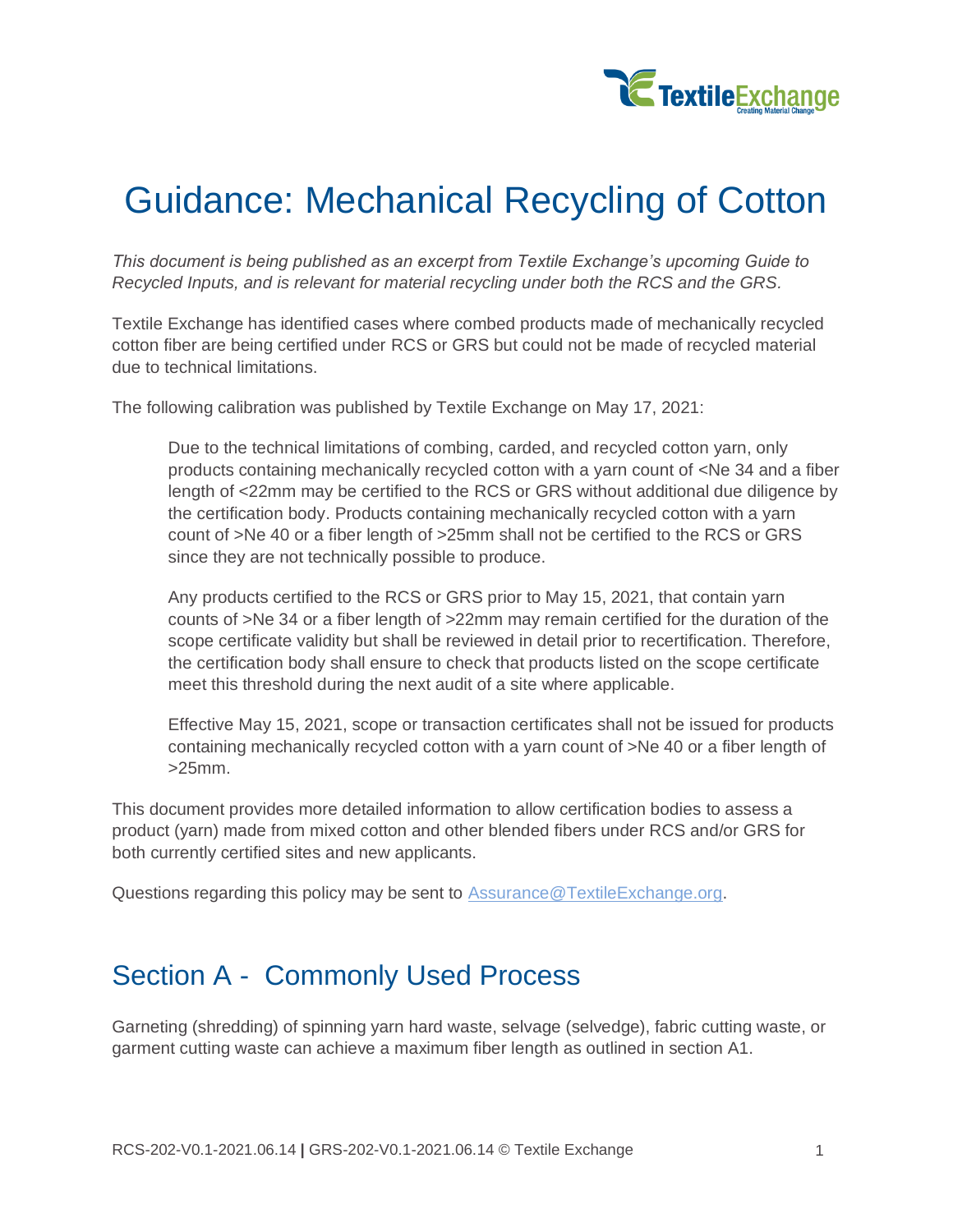# Guidance: Mechanical Recycling of Cotton

*This document is being published as an excerpt from Textile Exchange's upcoming Guide to Recycled Inputs, and is relevant for material recycling under both the RCS and the GRS.*

Textile Exchange has identified cases where combed products made of mechanically recycled cotton fiber are being certified under RCS or GRS but could not be made of recycled material due to technical limitations.

The following calibration was published by Textile Exchange on May 17, 2021:

> Due to the technical limitations of combing, carded, and recycled cotton yarn, only products containing mechanically recycled cotton with a yarn count of <Ne 34 and a fiber length of <22mm may be certified to the RCS or GRS without additional due diligence by the certification body. Products containing mechanically recycled cotton with a yarn count of >Ne 40 or a fiber length of >25mm shall not be certified to the RCS or GRS since they are not technically possible to produce.
>
> Any products certified to the RCS or GRS prior to May 15, 2021, that contain yarn counts of >Ne 34 or a fiber length of >22mm may remain certified for the duration of the scope certificate validity but shall be reviewed in detail prior to recertification. Therefore, the certification body shall ensure to check that products listed on the scope certificate meet this threshold during the next audit of a site where applicable.
>
> Effective May 15, 2021, scope or transaction certificates shall not be issued for products containing mechanically recycled cotton with a yarn count of >Ne 40 or a fiber length of >25mm.

This document provides more detailed information to allow certification bodies to assess a product (yarn) made from mixed cotton and other blended fibers under RCS and/or GRS for both currently certified sites and new applicants.

Questions regarding this policy may be sent to [Assurance@TextileExchange.org](mailto:Assurance@TextileExchange.org).

## Section A - Commonly Used Process

Garneting (shredding) of spinning yarn hard waste, selvage (selvedge), fabric cutting waste, or garment cutting waste can achieve a maximum fiber length as outlined in section A1.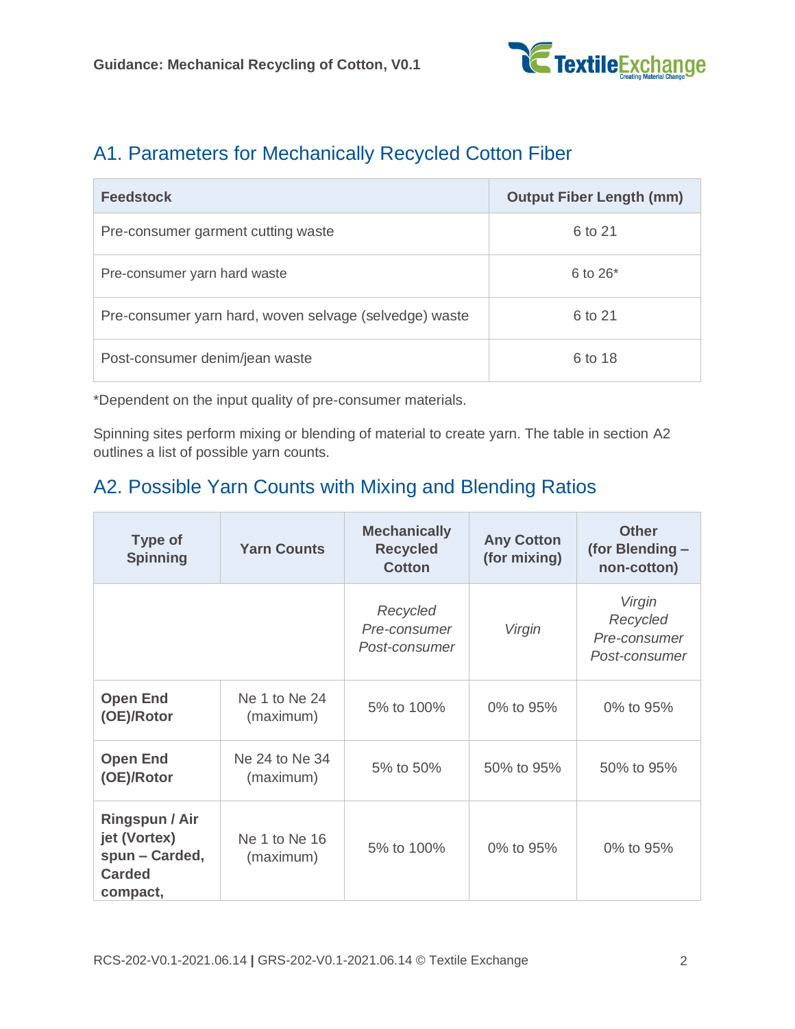## A1. Parameters for Mechanically Recycled Cotton Fiber

| Feedstock | Output Fiber Length (mm) |
|---|---|
| Pre-consumer garment cutting waste | 6 to 21 |
| Pre-consumer yarn hard waste | 6 to 26* |
| Pre-consumer yarn hard, woven selvage (selvedge) waste | 6 to 21 |
| Post-consumer denim/jean waste | 6 to 18 |

*Dependent on the input quality of pre-consumer materials.

Spinning sites perform mixing or blending of material to create yarn. The table in section A2 outlines a list of possible yarn counts.

## A2. Possible Yarn Counts with Mixing and Blending Ratios

| Type of Spinning | Yarn Counts | Mechanically Recycled Cotton | Any Cotton (for mixing) | Other (for Blending – non-cotton) |
|---|---|---|---|---|
| | | *Recycled Pre-consumer Post-consumer* | *Virgin* | *Virgin Recycled Pre-consumer Post-consumer* |
| **Open End (OE)/Rotor** | Ne 1 to Ne 24 (maximum) | 5% to 100% | 0% to 95% | 0% to 95% |
| **Open End (OE)/Rotor** | Ne 24 to Ne 34 (maximum) | 5% to 50% | 50% to 95% | 50% to 95% |
| **Ringspun / Air jet (Vortex) spun – Carded, Carded compact,** | Ne 1 to Ne 16 (maximum) | 5% to 100% | 0% to 95% | 0% to 95% |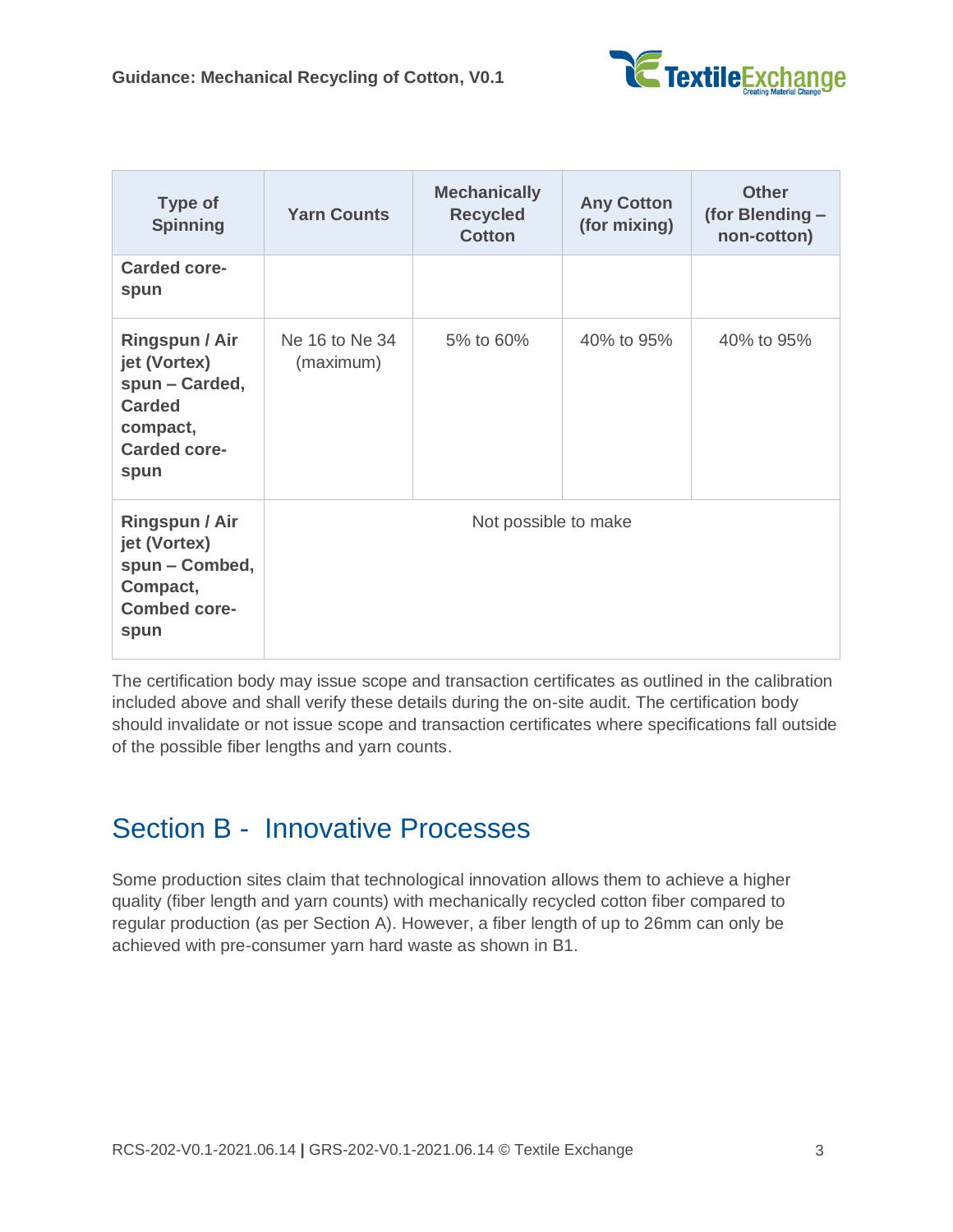| Type of Spinning | Yarn Counts | Mechanically Recycled Cotton | Any Cotton (for mixing) | Other (for Blending – non-cotton) |
|---|---|---|---|---|
| **Carded core-spun** | | | | |
| **Ringspun / Air jet (Vortex) spun – Carded, Carded compact, Carded core-spun** | Ne 16 to Ne 34 (maximum) | 5% to 60% | 40% to 95% | 40% to 95% |
| **Ringspun / Air jet (Vortex) spun – Combed, Compact, Combed core-spun** | Not possible to make | | | |

The certification body may issue scope and transaction certificates as outlined in the calibration included above and shall verify these details during the on-site audit. The certification body should invalidate or not issue scope and transaction certificates where specifications fall outside of the possible fiber lengths and yarn counts.

## Section B - Innovative Processes

Some production sites claim that technological innovation allows them to achieve a higher quality (fiber length and yarn counts) with mechanically recycled cotton fiber compared to regular production (as per Section A). However, a fiber length of up to 26mm can only be achieved with pre-consumer yarn hard waste as shown in B1.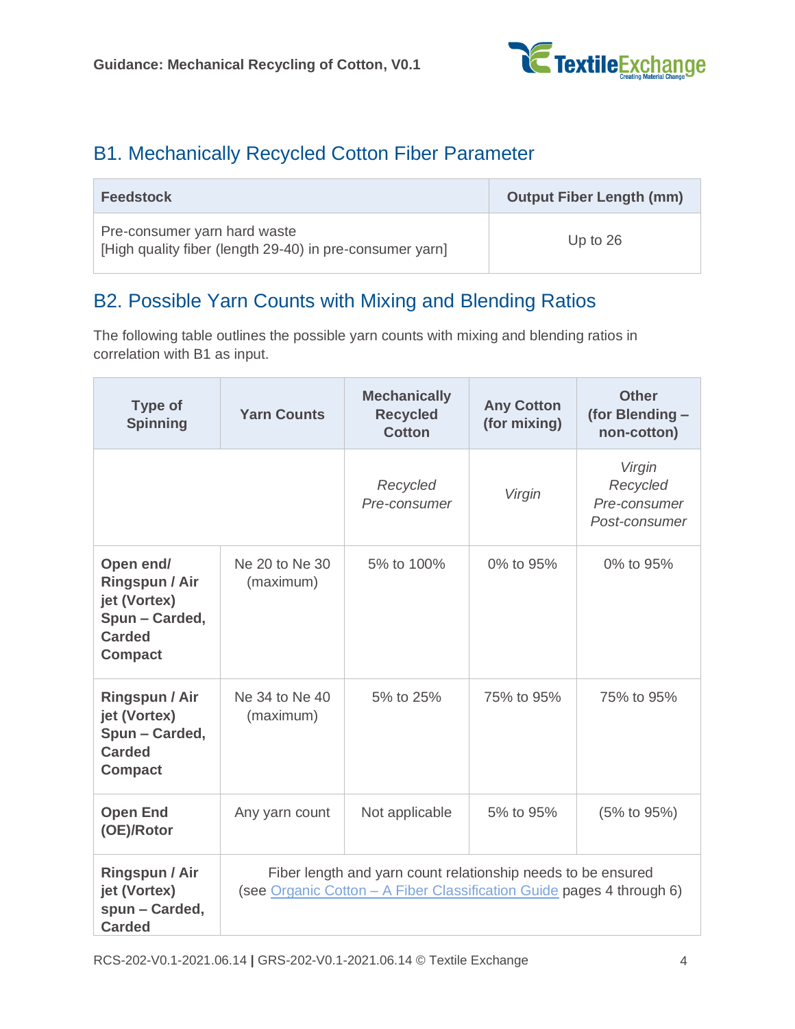## B1. Mechanically Recycled Cotton Fiber Parameter

| Feedstock | Output Fiber Length (mm) |
| --- | --- |
| Pre-consumer yarn hard waste<br>[High quality fiber (length 29-40) in pre-consumer yarn] | Up to 26 |

## B2. Possible Yarn Counts with Mixing and Blending Ratios

The following table outlines the possible yarn counts with mixing and blending ratios in correlation with B1 as input.

| Type of Spinning | Yarn Counts | Mechanically Recycled Cotton | Any Cotton (for mixing) | Other (for Blending – non-cotton) |
| --- | --- | --- | --- | --- |
| | | *Recycled Pre-consumer* | *Virgin* | *Virgin Recycled Pre-consumer Post-consumer* |
| **Open end/ Ringspun / Air jet (Vortex) Spun – Carded, Carded Compact** | Ne 20 to Ne 30 (maximum) | 5% to 100% | 0% to 95% | 0% to 95% |
| **Ringspun / Air jet (Vortex) Spun – Carded, Carded Compact** | Ne 34 to Ne 40 (maximum) | 5% to 25% | 75% to 95% | 75% to 95% |
| **Open End (OE)/Rotor** | Any yarn count | Not applicable | 5% to 95% | (5% to 95%) |
| **Ringspun / Air jet (Vortex) spun – Carded** | Fiber length and yarn count relationship needs to be ensured (see Organic Cotton – A Fiber Classification Guide pages 4 through 6) | | | |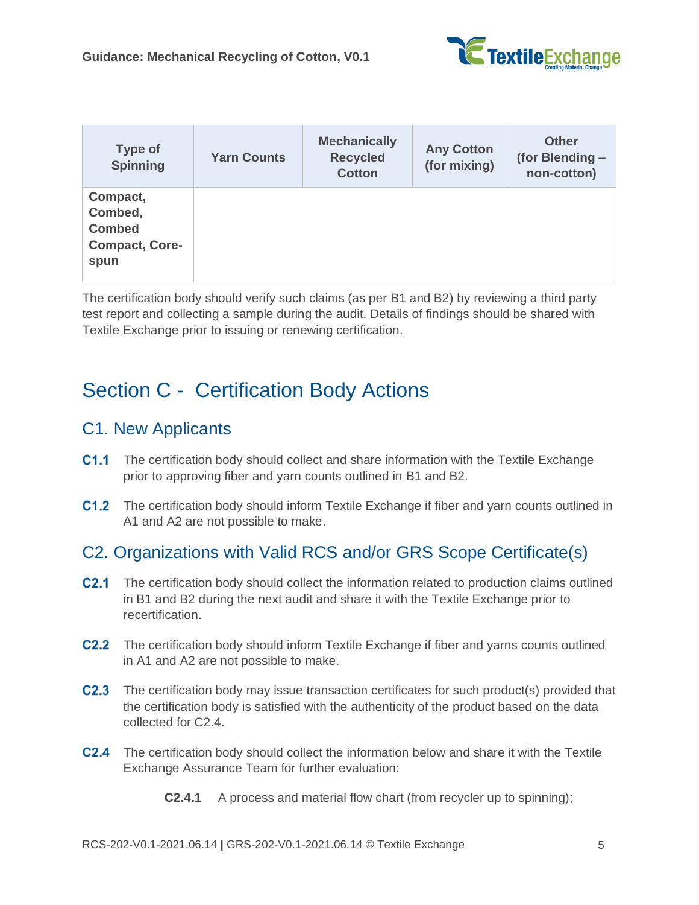| Type of Spinning | Yarn Counts | Mechanically Recycled Cotton | Any Cotton (for mixing) | Other (for Blending – non-cotton) |
|---|---|---|---|---|
| Compact, Combed, Combed Compact, Core-spun | | | | |

The certification body should verify such claims (as per B1 and B2) by reviewing a third party test report and collecting a sample during the audit. Details of findings should be shared with Textile Exchange prior to issuing or renewing certification.

# Section C - Certification Body Actions

## C1. New Applicants

**C1.1** The certification body should collect and share information with the Textile Exchange prior to approving fiber and yarn counts outlined in B1 and B2.

**C1.2** The certification body should inform Textile Exchange if fiber and yarn counts outlined in A1 and A2 are not possible to make.

## C2. Organizations with Valid RCS and/or GRS Scope Certificate(s)

**C2.1** The certification body should collect the information related to production claims outlined in B1 and B2 during the next audit and share it with the Textile Exchange prior to recertification.

**C2.2** The certification body should inform Textile Exchange if fiber and yarns counts outlined in A1 and A2 are not possible to make.

**C2.3** The certification body may issue transaction certificates for such product(s) provided that the certification body is satisfied with the authenticity of the product based on the data collected for C2.4.

**C2.4** The certification body should collect the information below and share it with the Textile Exchange Assurance Team for further evaluation:

**C2.4.1** A process and material flow chart (from recycler up to spinning);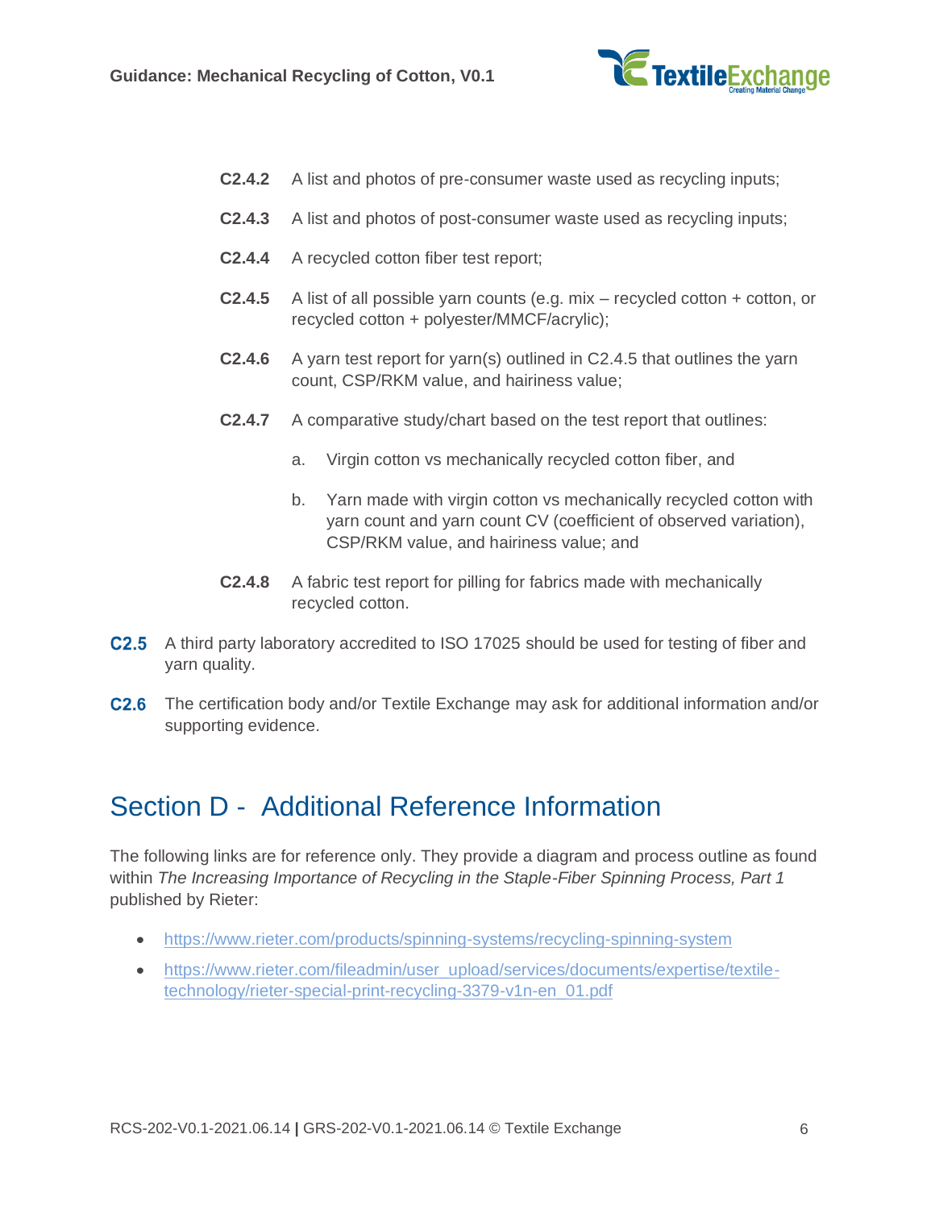**C2.4.2** A list and photos of pre-consumer waste used as recycling inputs;

**C2.4.3** A list and photos of post-consumer waste used as recycling inputs;

**C2.4.4** A recycled cotton fiber test report;

**C2.4.5** A list of all possible yarn counts (e.g. mix – recycled cotton + cotton, or recycled cotton + polyester/MMCF/acrylic);

**C2.4.6** A yarn test report for yarn(s) outlined in C2.4.5 that outlines the yarn count, CSP/RKM value, and hairiness value;

**C2.4.7** A comparative study/chart based on the test report that outlines:

a. Virgin cotton vs mechanically recycled cotton fiber, and

b. Yarn made with virgin cotton vs mechanically recycled cotton with yarn count and yarn count CV (coefficient of observed variation), CSP/RKM value, and hairiness value; and

**C2.4.8** A fabric test report for pilling for fabrics made with mechanically recycled cotton.

**C2.5** A third party laboratory accredited to ISO 17025 should be used for testing of fiber and yarn quality.

**C2.6** The certification body and/or Textile Exchange may ask for additional information and/or supporting evidence.

# Section D - Additional Reference Information

The following links are for reference only. They provide a diagram and process outline as found within *The Increasing Importance of Recycling in the Staple-Fiber Spinning Process, Part 1* published by Rieter:

- https://www.rieter.com/products/spinning-systems/recycling-spinning-system
- https://www.rieter.com/fileadmin/user_upload/services/documents/expertise/textile-technology/rieter-special-print-recycling-3379-v1n-en_01.pdf